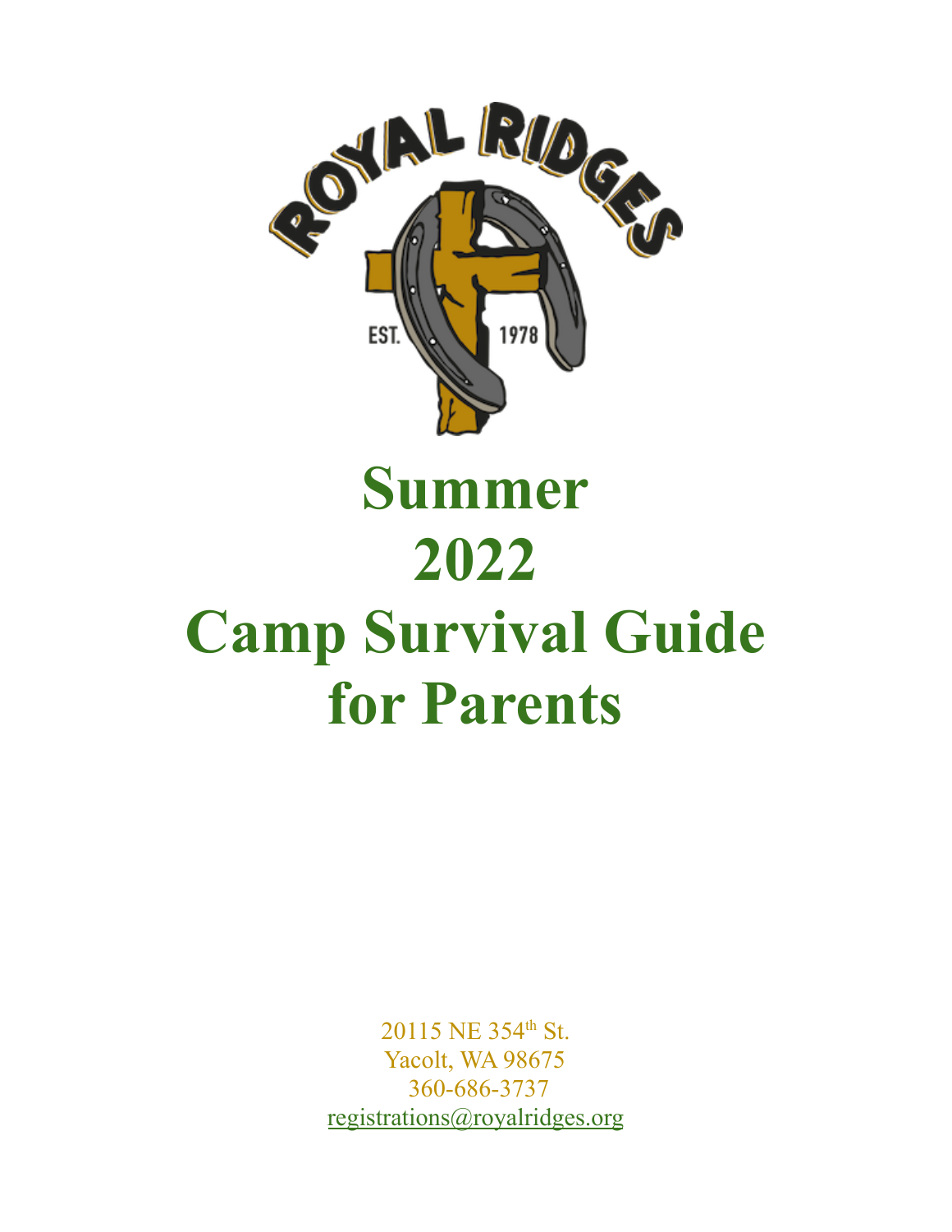ROYAL RIDGES

EST. 1978

# Summer 2022 Camp Survival Guide for Parents

20115 NE 354th St.
Yacolt, WA 98675
360-686-3737
registrations@royalridges.org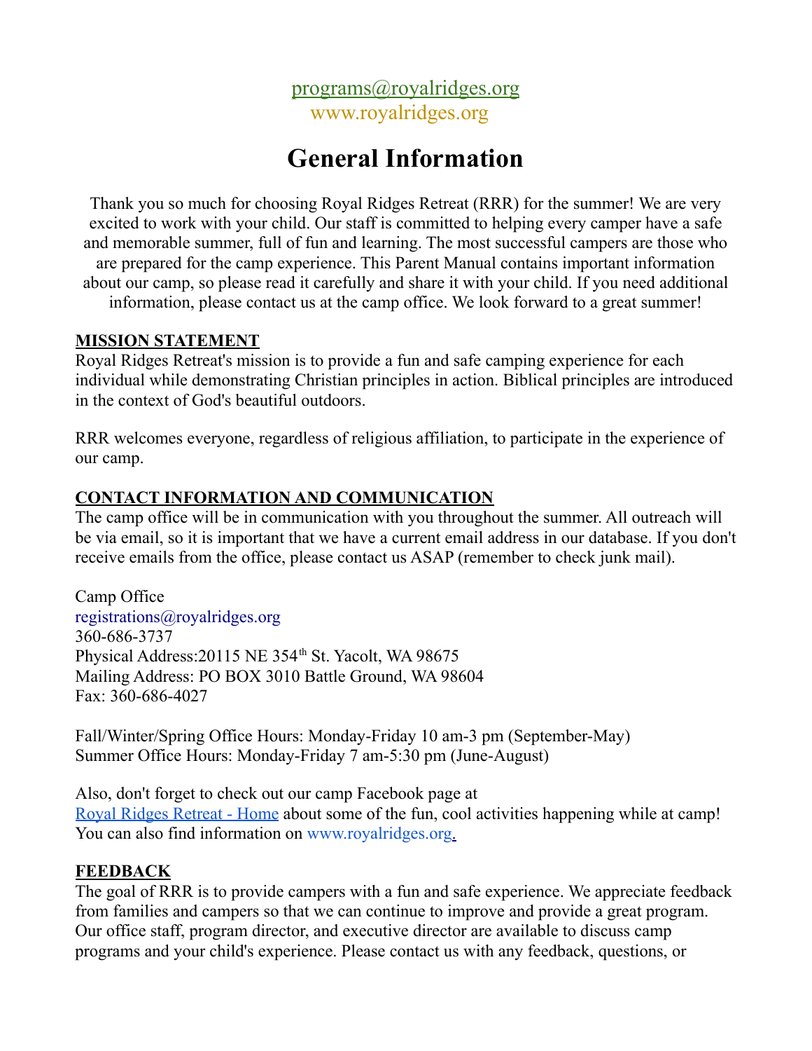programs@royalridges.org
www.royalridges.org

# General Information

Thank you so much for choosing Royal Ridges Retreat (RRR) for the summer! We are very excited to work with your child. Our staff is committed to helping every camper have a safe and memorable summer, full of fun and learning. The most successful campers are those who are prepared for the camp experience. This Parent Manual contains important information about our camp, so please read it carefully and share it with your child. If you need additional information, please contact us at the camp office. We look forward to a great summer!

## MISSION STATEMENT

Royal Ridges Retreat's mission is to provide a fun and safe camping experience for each individual while demonstrating Christian principles in action. Biblical principles are introduced in the context of God's beautiful outdoors.

RRR welcomes everyone, regardless of religious affiliation, to participate in the experience of our camp.

## CONTACT INFORMATION AND COMMUNICATION

The camp office will be in communication with you throughout the summer. All outreach will be via email, so it is important that we have a current email address in our database. If you don't receive emails from the office, please contact us ASAP (remember to check junk mail).

Camp Office
registrations@royalridges.org
360-686-3737
Physical Address:20115 NE 354th St. Yacolt, WA 98675
Mailing Address: PO BOX 3010 Battle Ground, WA 98604
Fax: 360-686-4027

Fall/Winter/Spring Office Hours: Monday-Friday 10 am-3 pm (September-May)
Summer Office Hours: Monday-Friday 7 am-5:30 pm (June-August)

Also, don't forget to check out our camp Facebook page at Royal Ridges Retreat - Home about some of the fun, cool activities happening while at camp! You can also find information on www.royalridges.org.

## FEEDBACK

The goal of RRR is to provide campers with a fun and safe experience. We appreciate feedback from families and campers so that we can continue to improve and provide a great program. Our office staff, program director, and executive director are available to discuss camp programs and your child's experience. Please contact us with any feedback, questions, or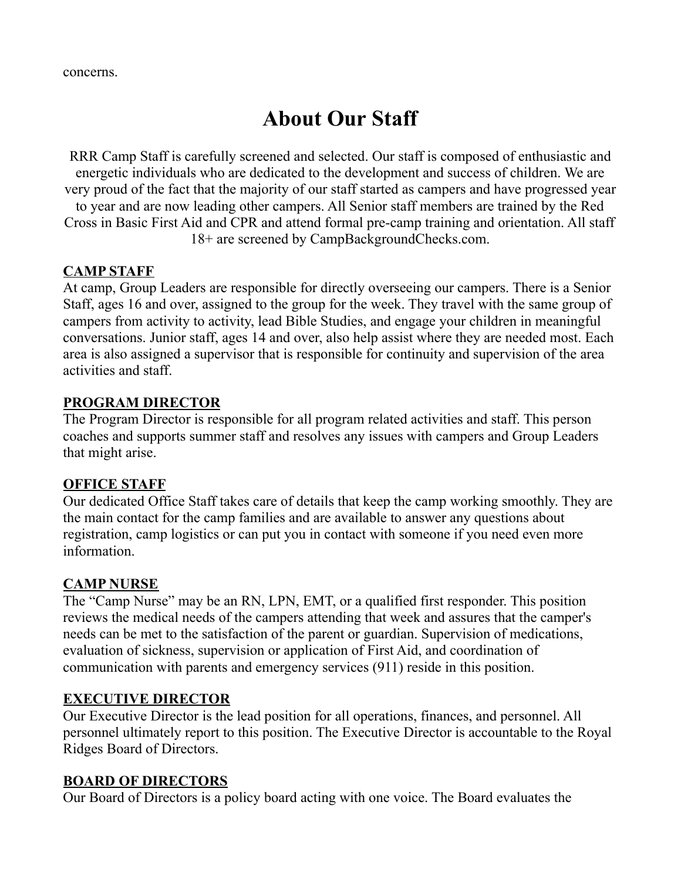concerns.

# About Our Staff

RRR Camp Staff is carefully screened and selected. Our staff is composed of enthusiastic and energetic individuals who are dedicated to the development and success of children. We are very proud of the fact that the majority of our staff started as campers and have progressed year to year and are now leading other campers. All Senior staff members are trained by the Red Cross in Basic First Aid and CPR and attend formal pre-camp training and orientation. All staff 18+ are screened by CampBackgroundChecks.com.

## CAMP STAFF

At camp, Group Leaders are responsible for directly overseeing our campers. There is a Senior Staff, ages 16 and over, assigned to the group for the week. They travel with the same group of campers from activity to activity, lead Bible Studies, and engage your children in meaningful conversations. Junior staff, ages 14 and over, also help assist where they are needed most. Each area is also assigned a supervisor that is responsible for continuity and supervision of the area activities and staff.

## PROGRAM DIRECTOR

The Program Director is responsible for all program related activities and staff. This person coaches and supports summer staff and resolves any issues with campers and Group Leaders that might arise.

## OFFICE STAFF

Our dedicated Office Staff takes care of details that keep the camp working smoothly. They are the main contact for the camp families and are available to answer any questions about registration, camp logistics or can put you in contact with someone if you need even more information.

## CAMP NURSE

The "Camp Nurse" may be an RN, LPN, EMT, or a qualified first responder. This position reviews the medical needs of the campers attending that week and assures that the camper's needs can be met to the satisfaction of the parent or guardian. Supervision of medications, evaluation of sickness, supervision or application of First Aid, and coordination of communication with parents and emergency services (911) reside in this position.

## EXECUTIVE DIRECTOR

Our Executive Director is the lead position for all operations, finances, and personnel. All personnel ultimately report to this position. The Executive Director is accountable to the Royal Ridges Board of Directors.

## BOARD OF DIRECTORS

Our Board of Directors is a policy board acting with one voice. The Board evaluates the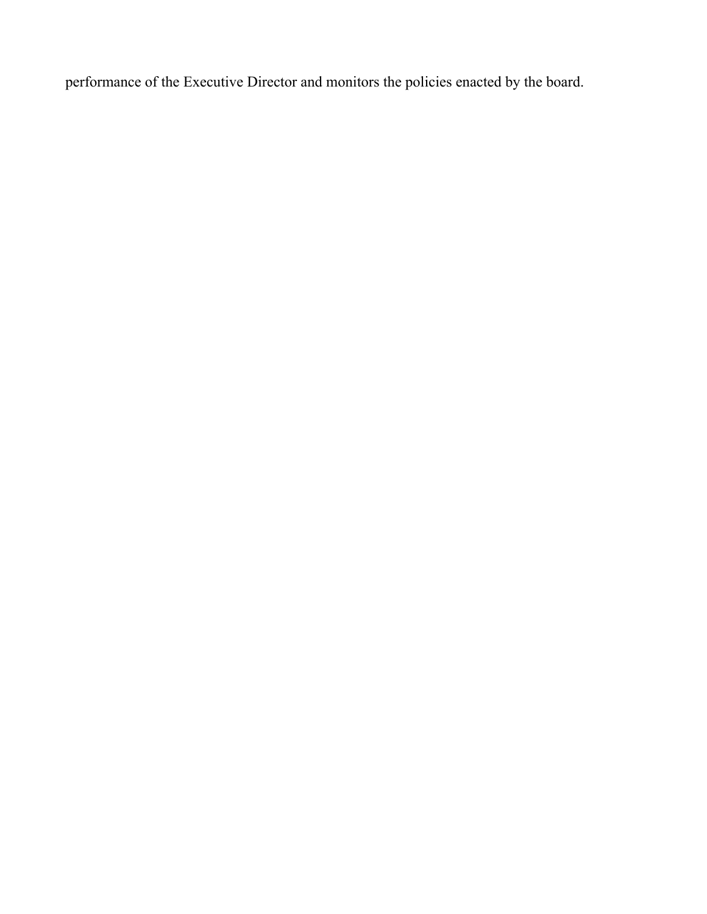performance of the Executive Director and monitors the policies enacted by the board.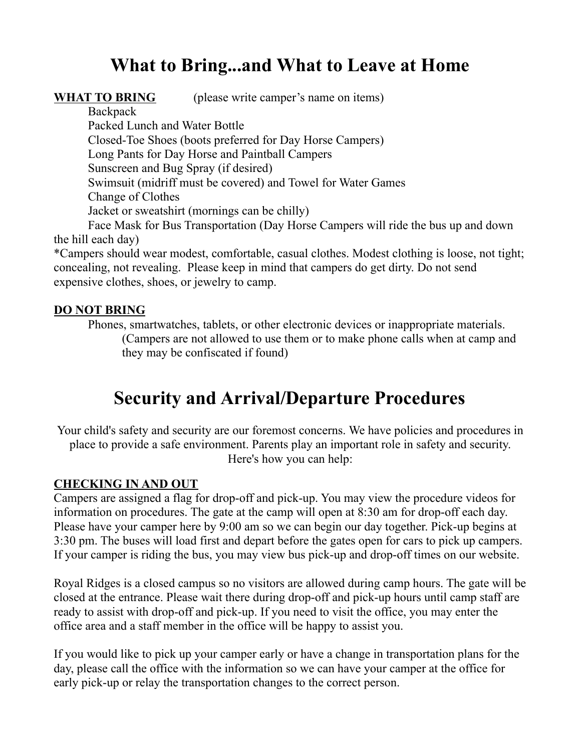# What to Bring...and What to Leave at Home

**WHAT TO BRING** (please write camper's name on items)

Backpack
Packed Lunch and Water Bottle
Closed-Toe Shoes (boots preferred for Day Horse Campers)
Long Pants for Day Horse and Paintball Campers
Sunscreen and Bug Spray (if desired)
Swimsuit (midriff must be covered) and Towel for Water Games
Change of Clothes
Jacket or sweatshirt (mornings can be chilly)
Face Mask for Bus Transportation (Day Horse Campers will ride the bus up and down the hill each day)

*Campers should wear modest, comfortable, casual clothes. Modest clothing is loose, not tight; concealing, not revealing. Please keep in mind that campers do get dirty. Do not send expensive clothes, shoes, or jewelry to camp.

**DO NOT BRING**

Phones, smartwatches, tablets, or other electronic devices or inappropriate materials. (Campers are not allowed to use them or to make phone calls when at camp and they may be confiscated if found)

# Security and Arrival/Departure Procedures

Your child's safety and security are our foremost concerns. We have policies and procedures in place to provide a safe environment. Parents play an important role in safety and security. Here's how you can help:

**CHECKING IN AND OUT**

Campers are assigned a flag for drop-off and pick-up. You may view the procedure videos for information on procedures. The gate at the camp will open at 8:30 am for drop-off each day. Please have your camper here by 9:00 am so we can begin our day together. Pick-up begins at 3:30 pm. The buses will load first and depart before the gates open for cars to pick up campers. If your camper is riding the bus, you may view bus pick-up and drop-off times on our website.

Royal Ridges is a closed campus so no visitors are allowed during camp hours. The gate will be closed at the entrance. Please wait there during drop-off and pick-up hours until camp staff are ready to assist with drop-off and pick-up. If you need to visit the office, you may enter the office area and a staff member in the office will be happy to assist you.

If you would like to pick up your camper early or have a change in transportation plans for the day, please call the office with the information so we can have your camper at the office for early pick-up or relay the transportation changes to the correct person.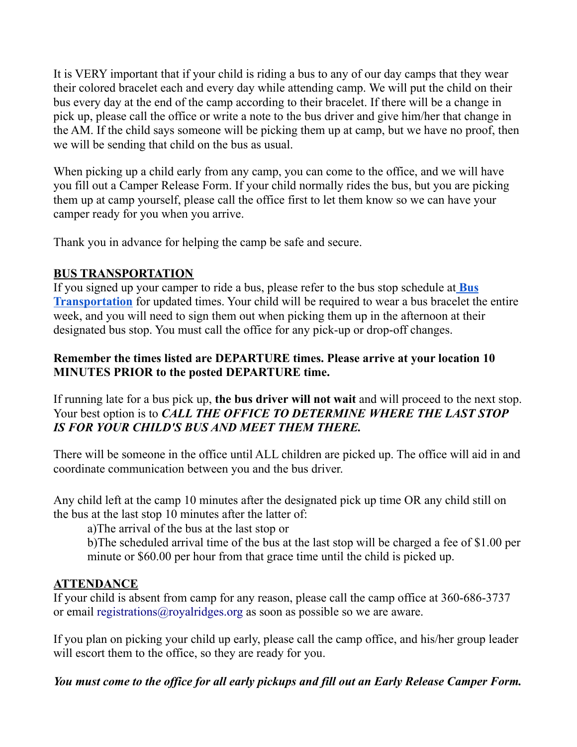It is VERY important that if your child is riding a bus to any of our day camps that they wear their colored bracelet each and every day while attending camp. We will put the child on their bus every day at the end of the camp according to their bracelet. If there will be a change in pick up, please call the office or write a note to the bus driver and give him/her that change in the AM. If the child says someone will be picking them up at camp, but we have no proof, then we will be sending that child on the bus as usual.

When picking up a child early from any camp, you can come to the office, and we will have you fill out a Camper Release Form. If your child normally rides the bus, but you are picking them up at camp yourself, please call the office first to let them know so we can have your camper ready for you when you arrive.

Thank you in advance for helping the camp be safe and secure.

## BUS TRANSPORTATION

If you signed up your camper to ride a bus, please refer to the bus stop schedule at **Bus Transportation** for updated times. Your child will be required to wear a bus bracelet the entire week, and you will need to sign them out when picking them up in the afternoon at their designated bus stop. You must call the office for any pick-up or drop-off changes.

**Remember the times listed are DEPARTURE times. Please arrive at your location 10 MINUTES PRIOR to the posted DEPARTURE time.**

If running late for a bus pick up, **the bus driver will not wait** and will proceed to the next stop. Your best option is to ***CALL THE OFFICE TO DETERMINE WHERE THE LAST STOP IS FOR YOUR CHILD'S BUS AND MEET THEM THERE.***

There will be someone in the office until ALL children are picked up. The office will aid in and coordinate communication between you and the bus driver.

Any child left at the camp 10 minutes after the designated pick up time OR any child still on the bus at the last stop 10 minutes after the latter of:

a)The arrival of the bus at the last stop or

b)The scheduled arrival time of the bus at the last stop will be charged a fee of $1.00 per minute or $60.00 per hour from that grace time until the child is picked up.

## ATTENDANCE

If your child is absent from camp for any reason, please call the camp office at 360-686-3737 or email registrations@royalridges.org as soon as possible so we are aware.

If you plan on picking your child up early, please call the camp office, and his/her group leader will escort them to the office, so they are ready for you.

***You must come to the office for all early pickups and fill out an Early Release Camper Form.***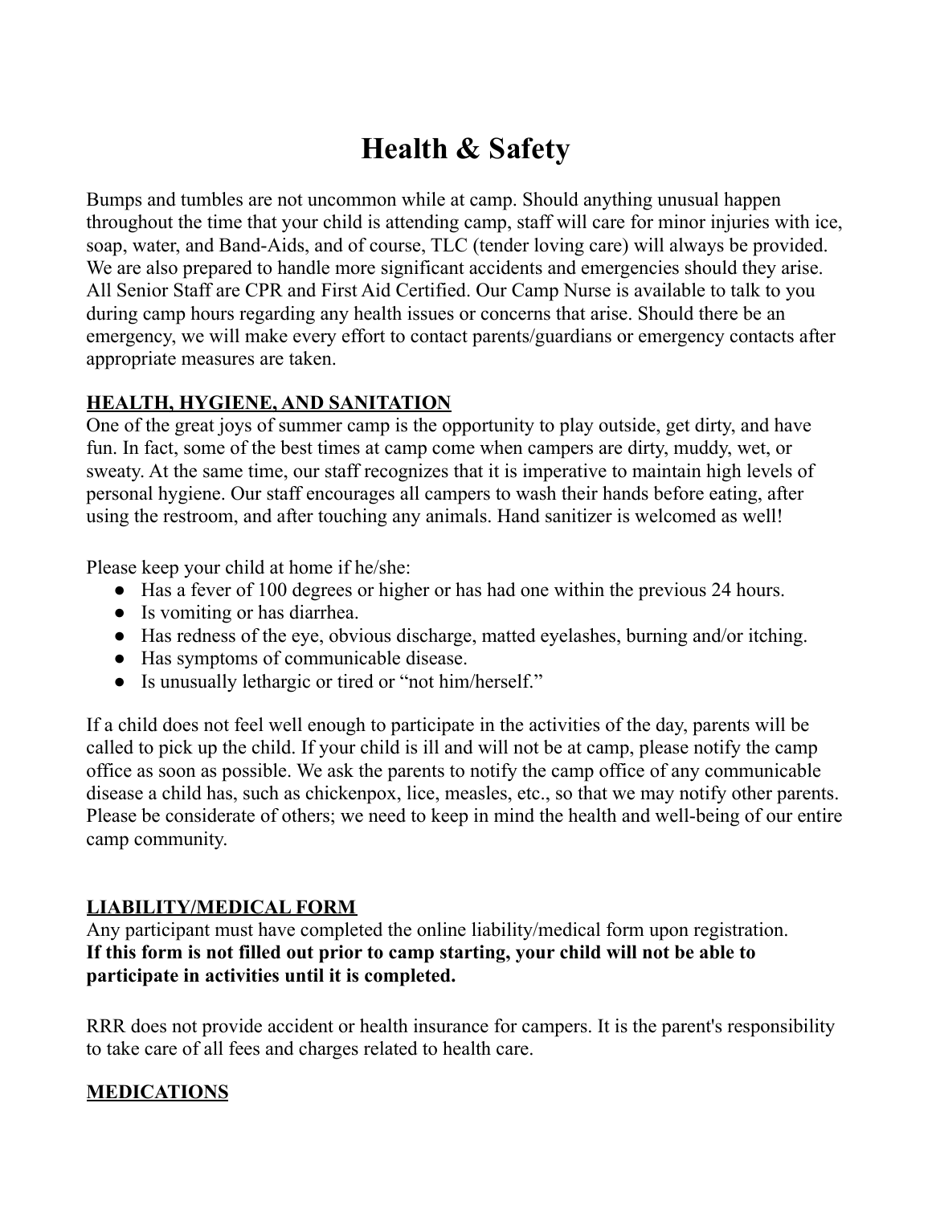# Health & Safety

Bumps and tumbles are not uncommon while at camp. Should anything unusual happen throughout the time that your child is attending camp, staff will care for minor injuries with ice, soap, water, and Band-Aids, and of course, TLC (tender loving care) will always be provided. We are also prepared to handle more significant accidents and emergencies should they arise. All Senior Staff are CPR and First Aid Certified. Our Camp Nurse is available to talk to you during camp hours regarding any health issues or concerns that arise. Should there be an emergency, we will make every effort to contact parents/guardians or emergency contacts after appropriate measures are taken.

## HEALTH, HYGIENE, AND SANITATION

One of the great joys of summer camp is the opportunity to play outside, get dirty, and have fun. In fact, some of the best times at camp come when campers are dirty, muddy, wet, or sweaty. At the same time, our staff recognizes that it is imperative to maintain high levels of personal hygiene. Our staff encourages all campers to wash their hands before eating, after using the restroom, and after touching any animals. Hand sanitizer is welcomed as well!

Please keep your child at home if he/she:

- Has a fever of 100 degrees or higher or has had one within the previous 24 hours.
- Is vomiting or has diarrhea.
- Has redness of the eye, obvious discharge, matted eyelashes, burning and/or itching.
- Has symptoms of communicable disease.
- Is unusually lethargic or tired or "not him/herself."

If a child does not feel well enough to participate in the activities of the day, parents will be called to pick up the child. If your child is ill and will not be at camp, please notify the camp office as soon as possible. We ask the parents to notify the camp office of any communicable disease a child has, such as chickenpox, lice, measles, etc., so that we may notify other parents. Please be considerate of others; we need to keep in mind the health and well-being of our entire camp community.

## LIABILITY/MEDICAL FORM

Any participant must have completed the online liability/medical form upon registration. **If this form is not filled out prior to camp starting, your child will not be able to participate in activities until it is completed.**

RRR does not provide accident or health insurance for campers. It is the parent's responsibility to take care of all fees and charges related to health care.

## MEDICATIONS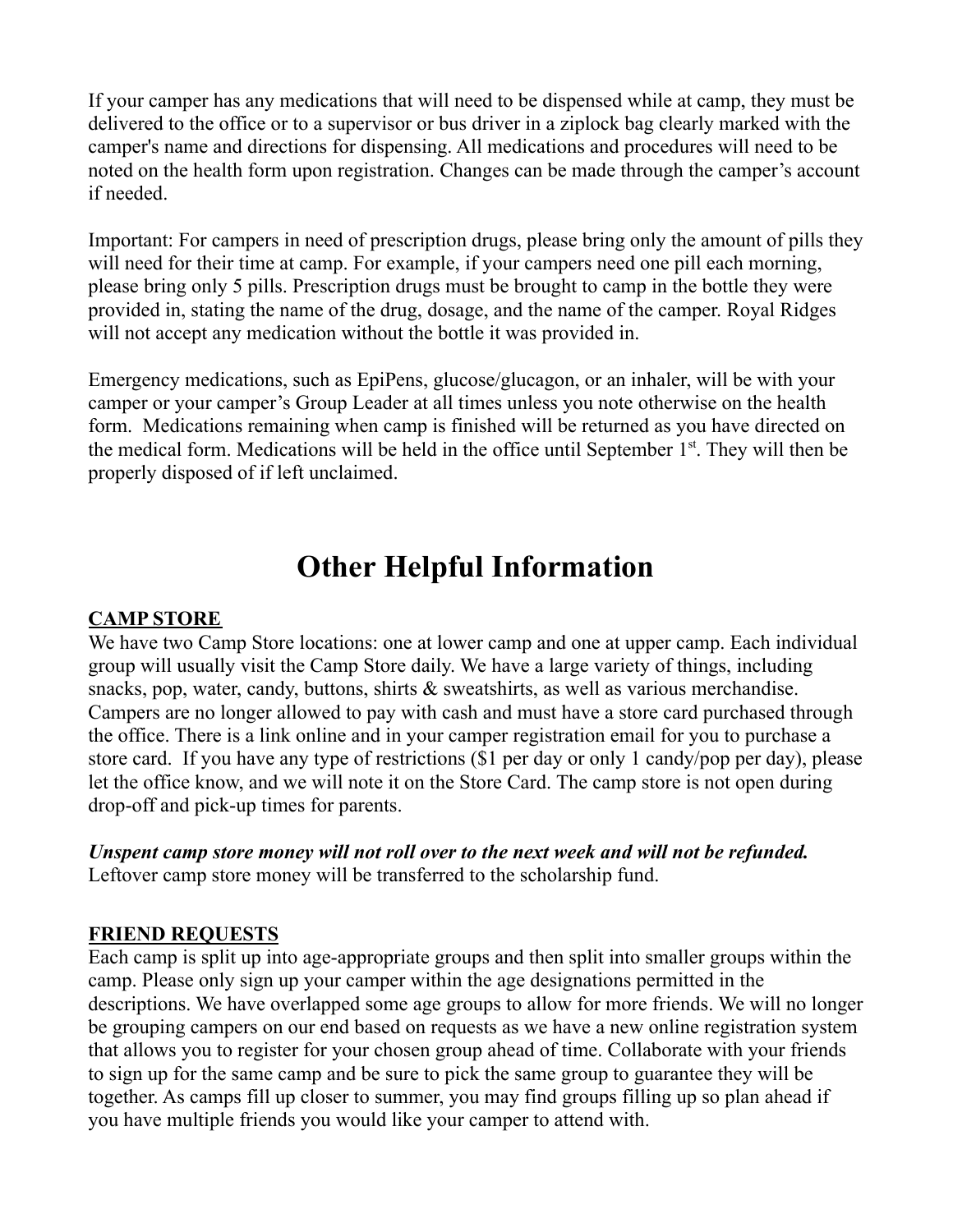If your camper has any medications that will need to be dispensed while at camp, they must be delivered to the office or to a supervisor or bus driver in a ziplock bag clearly marked with the camper's name and directions for dispensing. All medications and procedures will need to be noted on the health form upon registration. Changes can be made through the camper's account if needed.

Important: For campers in need of prescription drugs, please bring only the amount of pills they will need for their time at camp. For example, if your campers need one pill each morning, please bring only 5 pills. Prescription drugs must be brought to camp in the bottle they were provided in, stating the name of the drug, dosage, and the name of the camper. Royal Ridges will not accept any medication without the bottle it was provided in.

Emergency medications, such as EpiPens, glucose/glucagon, or an inhaler, will be with your camper or your camper's Group Leader at all times unless you note otherwise on the health form. Medications remaining when camp is finished will be returned as you have directed on the medical form. Medications will be held in the office until September 1st. They will then be properly disposed of if left unclaimed.

# Other Helpful Information

**CAMP STORE**

We have two Camp Store locations: one at lower camp and one at upper camp. Each individual group will usually visit the Camp Store daily. We have a large variety of things, including snacks, pop, water, candy, buttons, shirts & sweatshirts, as well as various merchandise. Campers are no longer allowed to pay with cash and must have a store card purchased through the office. There is a link online and in your camper registration email for you to purchase a store card. If you have any type of restrictions ($1 per day or only 1 candy/pop per day), please let the office know, and we will note it on the Store Card. The camp store is not open during drop-off and pick-up times for parents.

***Unspent camp store money will not roll over to the next week and will not be refunded.*** Leftover camp store money will be transferred to the scholarship fund.

**FRIEND REQUESTS**

Each camp is split up into age-appropriate groups and then split into smaller groups within the camp. Please only sign up your camper within the age designations permitted in the descriptions. We have overlapped some age groups to allow for more friends. We will no longer be grouping campers on our end based on requests as we have a new online registration system that allows you to register for your chosen group ahead of time. Collaborate with your friends to sign up for the same camp and be sure to pick the same group to guarantee they will be together. As camps fill up closer to summer, you may find groups filling up so plan ahead if you have multiple friends you would like your camper to attend with.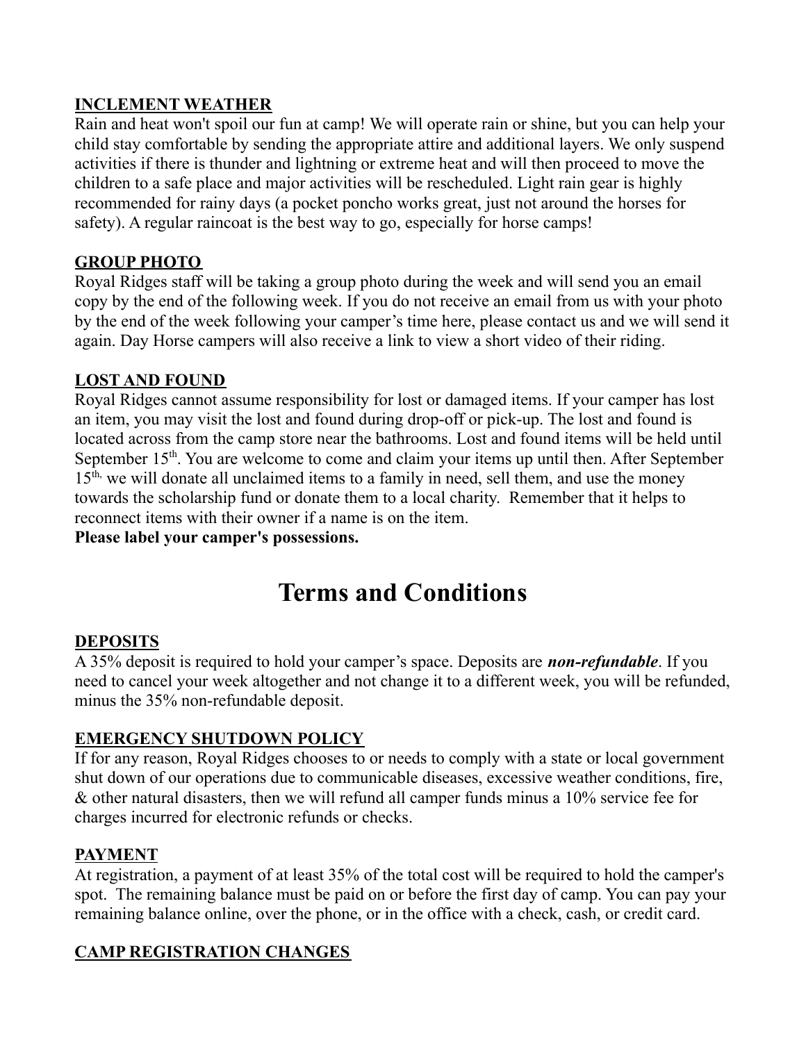**INCLEMENT WEATHER**

Rain and heat won't spoil our fun at camp! We will operate rain or shine, but you can help your child stay comfortable by sending the appropriate attire and additional layers. We only suspend activities if there is thunder and lightning or extreme heat and will then proceed to move the children to a safe place and major activities will be rescheduled. Light rain gear is highly recommended for rainy days (a pocket poncho works great, just not around the horses for safety). A regular raincoat is the best way to go, especially for horse camps!

**GROUP PHOTO**

Royal Ridges staff will be taking a group photo during the week and will send you an email copy by the end of the following week. If you do not receive an email from us with your photo by the end of the week following your camper's time here, please contact us and we will send it again. Day Horse campers will also receive a link to view a short video of their riding.

**LOST AND FOUND**

Royal Ridges cannot assume responsibility for lost or damaged items. If your camper has lost an item, you may visit the lost and found during drop-off or pick-up. The lost and found is located across from the camp store near the bathrooms. Lost and found items will be held until September 15th. You are welcome to come and claim your items up until then. After September 15th, we will donate all unclaimed items to a family in need, sell them, and use the money towards the scholarship fund or donate them to a local charity. Remember that it helps to reconnect items with their owner if a name is on the item.

**Please label your camper's possessions.**

# Terms and Conditions

**DEPOSITS**

A 35% deposit is required to hold your camper's space. Deposits are ***non-refundable***. If you need to cancel your week altogether and not change it to a different week, you will be refunded, minus the 35% non-refundable deposit.

**EMERGENCY SHUTDOWN POLICY**

If for any reason, Royal Ridges chooses to or needs to comply with a state or local government shut down of our operations due to communicable diseases, excessive weather conditions, fire, & other natural disasters, then we will refund all camper funds minus a 10% service fee for charges incurred for electronic refunds or checks.

**PAYMENT**

At registration, a payment of at least 35% of the total cost will be required to hold the camper's spot. The remaining balance must be paid on or before the first day of camp. You can pay your remaining balance online, over the phone, or in the office with a check, cash, or credit card.

**CAMP REGISTRATION CHANGES**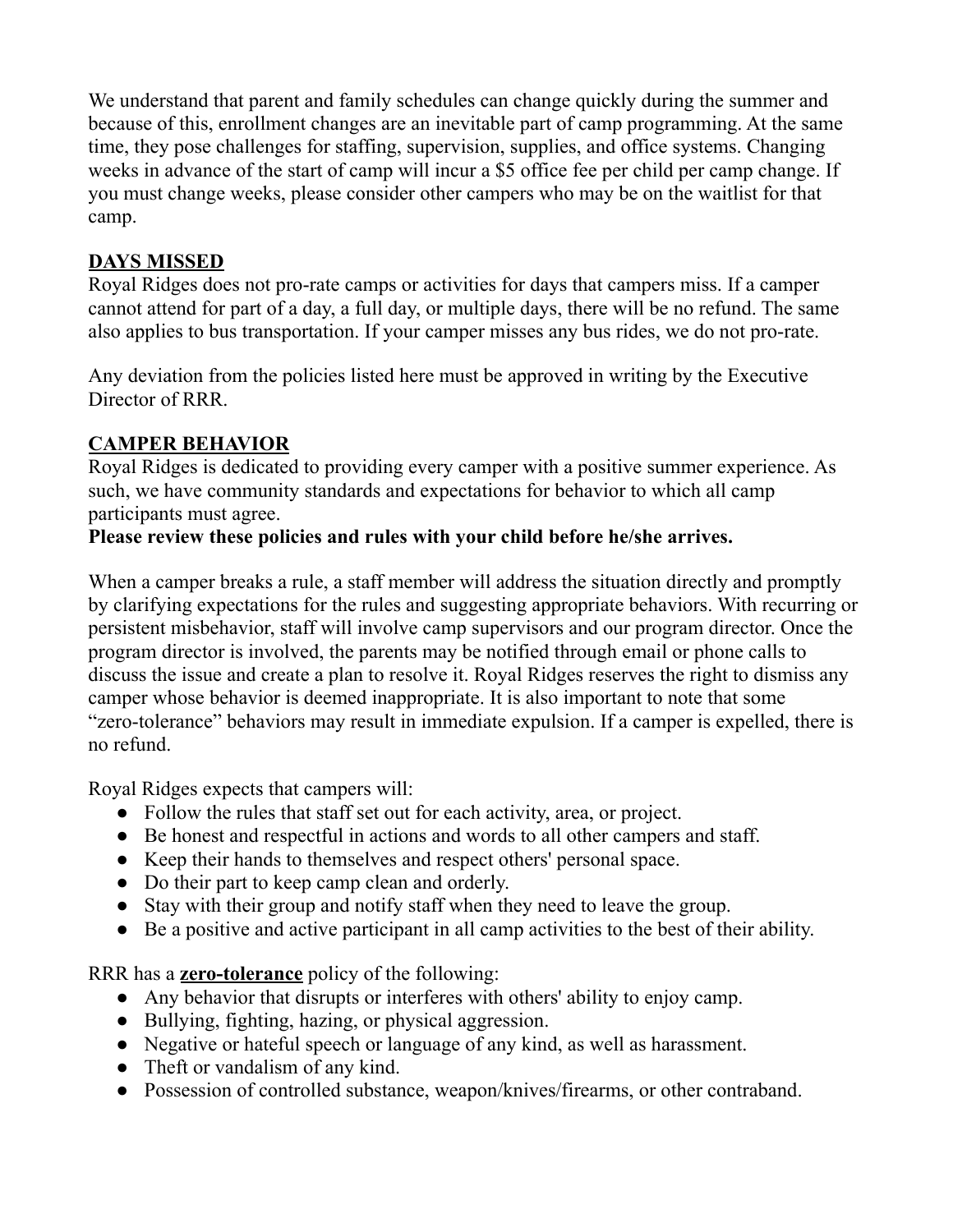We understand that parent and family schedules can change quickly during the summer and because of this, enrollment changes are an inevitable part of camp programming. At the same time, they pose challenges for staffing, supervision, supplies, and office systems. Changing weeks in advance of the start of camp will incur a $5 office fee per child per camp change. If you must change weeks, please consider other campers who may be on the waitlist for that camp.

## DAYS MISSED

Royal Ridges does not pro-rate camps or activities for days that campers miss. If a camper cannot attend for part of a day, a full day, or multiple days, there will be no refund. The same also applies to bus transportation. If your camper misses any bus rides, we do not pro-rate.

Any deviation from the policies listed here must be approved in writing by the Executive Director of RRR.

## CAMPER BEHAVIOR

Royal Ridges is dedicated to providing every camper with a positive summer experience. As such, we have community standards and expectations for behavior to which all camp participants must agree.

**Please review these policies and rules with your child before he/she arrives.**

When a camper breaks a rule, a staff member will address the situation directly and promptly by clarifying expectations for the rules and suggesting appropriate behaviors. With recurring or persistent misbehavior, staff will involve camp supervisors and our program director. Once the program director is involved, the parents may be notified through email or phone calls to discuss the issue and create a plan to resolve it. Royal Ridges reserves the right to dismiss any camper whose behavior is deemed inappropriate. It is also important to note that some "zero-tolerance" behaviors may result in immediate expulsion. If a camper is expelled, there is no refund.

Royal Ridges expects that campers will:

- Follow the rules that staff set out for each activity, area, or project.
- Be honest and respectful in actions and words to all other campers and staff.
- Keep their hands to themselves and respect others' personal space.
- Do their part to keep camp clean and orderly.
- Stay with their group and notify staff when they need to leave the group.
- Be a positive and active participant in all camp activities to the best of their ability.

RRR has a **zero-tolerance** policy of the following:

- Any behavior that disrupts or interferes with others' ability to enjoy camp.
- Bullying, fighting, hazing, or physical aggression.
- Negative or hateful speech or language of any kind, as well as harassment.
- Theft or vandalism of any kind.
- Possession of controlled substance, weapon/knives/firearms, or other contraband.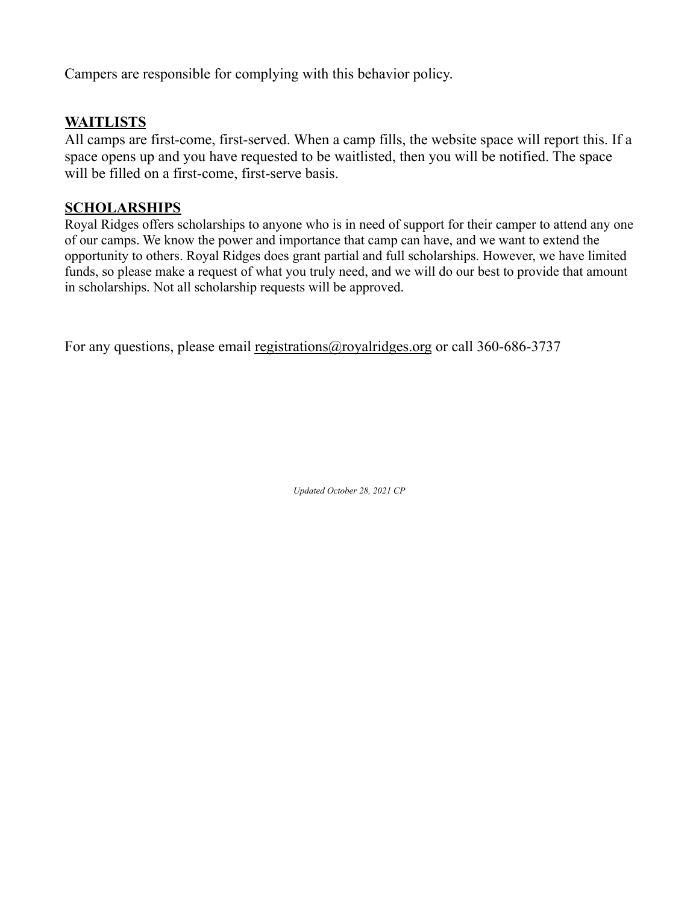Campers are responsible for complying with this behavior policy.

## WAITLISTS

All camps are first-come, first-served. When a camp fills, the website space will report this. If a space opens up and you have requested to be waitlisted, then you will be notified. The space will be filled on a first-come, first-serve basis.

## SCHOLARSHIPS

Royal Ridges offers scholarships to anyone who is in need of support for their camper to attend any one of our camps. We know the power and importance that camp can have, and we want to extend the opportunity to others. Royal Ridges does grant partial and full scholarships. However, we have limited funds, so please make a request of what you truly need, and we will do our best to provide that amount in scholarships. Not all scholarship requests will be approved.

For any questions, please email registrations@royalridges.org or call 360-686-3737

*Updated October 28, 2021 CP*